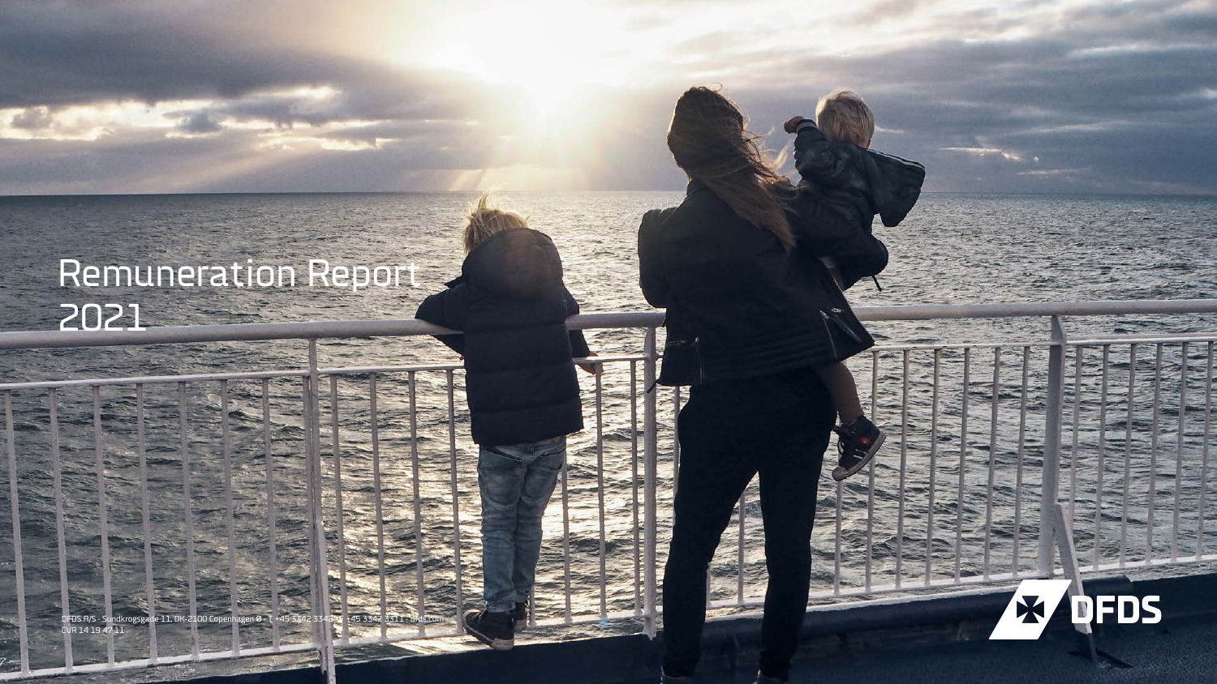# Remuneration Report 2021

DFDS A/S · Sundkrogsgade 11, DK-2100 Copenhagen Ø · T +45 3342 3342 · F +45 3342 3311 · dfds.com
CVR 14 19 47 11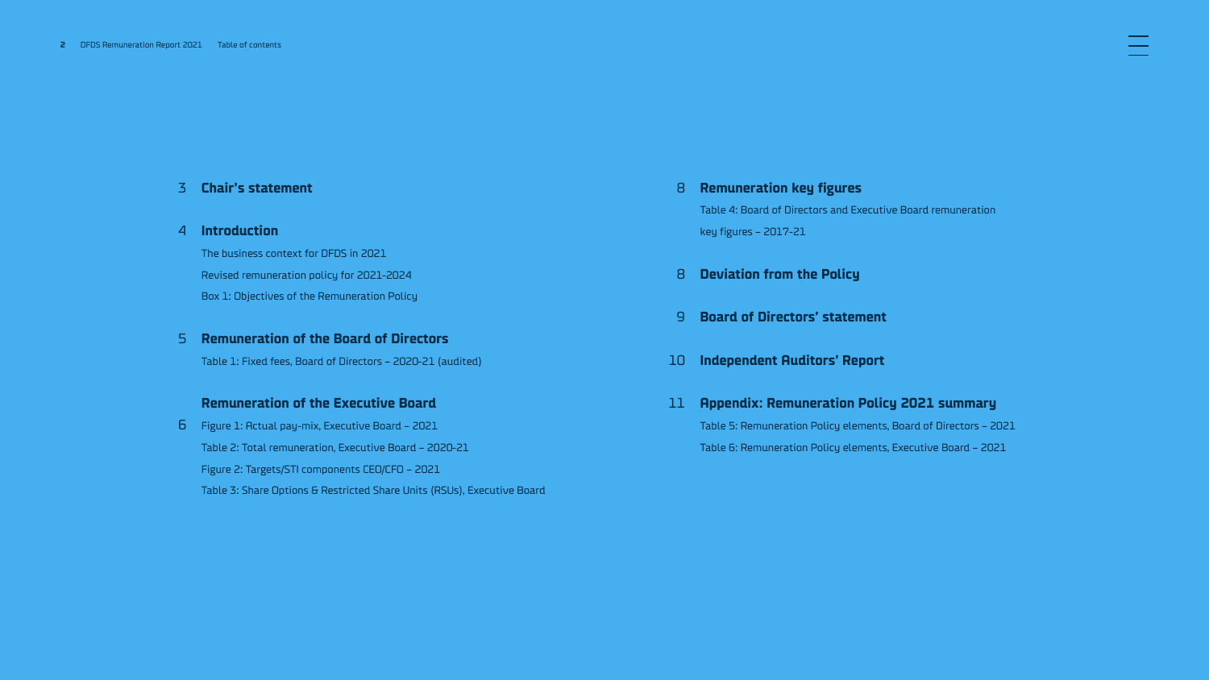# Table of contents

3 **Chair's statement**

4 **Introduction**

The business context for DFDS in 2021

Revised remuneration policy for 2021-2024

Box 1: Objectives of the Remuneration Policy

5 **Remuneration of the Board of Directors**

Table 1: Fixed fees, Board of Directors – 2020-21 (audited)

**Remuneration of the Executive Board**

6 Figure 1: Actual pay-mix, Executive Board – 2021

Table 2: Total remuneration, Executive Board – 2020-21

Figure 2: Targets/STI components CEO/CFO – 2021

Table 3: Share Options & Restricted Share Units (RSUs), Executive Board

8 **Remuneration key figures**

Table 4: Board of Directors and Executive Board remuneration key figures – 2017-21

8 **Deviation from the Policy**

9 **Board of Directors' statement**

10 **Independent Auditors' Report**

11 **Appendix: Remuneration Policy 2021 summary**

Table 5: Remuneration Policy elements, Board of Directors – 2021

Table 6: Remuneration Policy elements, Executive Board – 2021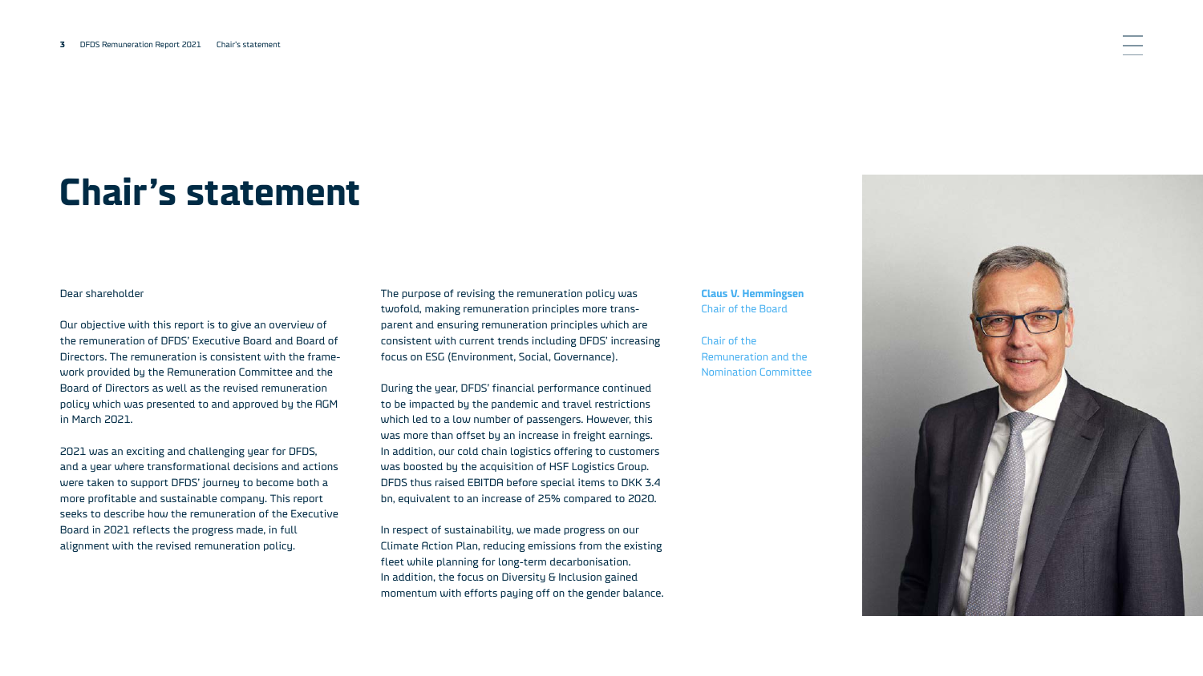# Chair's statement

Dear shareholder

Our objective with this report is to give an overview of the remuneration of DFDS' Executive Board and Board of Directors. The remuneration is consistent with the framework provided by the Remuneration Committee and the Board of Directors as well as the revised remuneration policy which was presented to and approved by the AGM in March 2021.

2021 was an exciting and challenging year for DFDS, and a year where transformational decisions and actions were taken to support DFDS' journey to become both a more profitable and sustainable company. This report seeks to describe how the remuneration of the Executive Board in 2021 reflects the progress made, in full alignment with the revised remuneration policy.

The purpose of revising the remuneration policy was twofold, making remuneration principles more transparent and ensuring remuneration principles which are consistent with current trends including DFDS' increasing focus on ESG (Environment, Social, Governance).

During the year, DFDS' financial performance continued to be impacted by the pandemic and travel restrictions which led to a low number of passengers. However, this was more than offset by an increase in freight earnings. In addition, our cold chain logistics offering to customers was boosted by the acquisition of HSF Logistics Group. DFDS thus raised EBITDA before special items to DKK 3.4 bn, equivalent to an increase of 25% compared to 2020.

In respect of sustainability, we made progress on our Climate Action Plan, reducing emissions from the existing fleet while planning for long-term decarbonisation. In addition, the focus on Diversity & Inclusion gained momentum with efforts paying off on the gender balance.

**Claus V. Hemmingsen**
Chair of the Board

Chair of the Remuneration and the Nomination Committee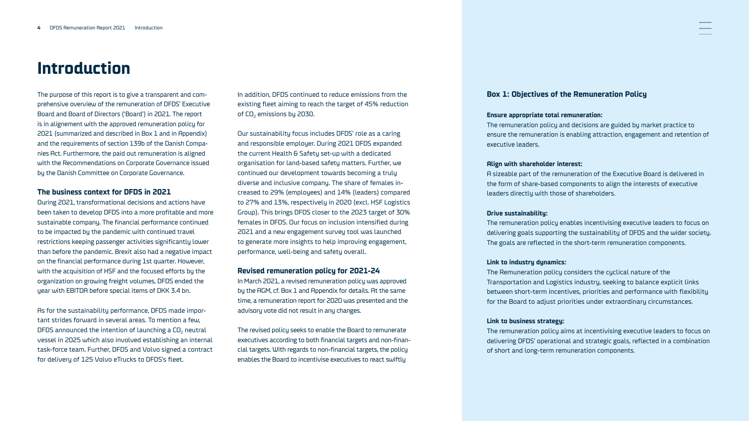# Introduction

The purpose of this report is to give a transparent and comprehensive overview of the remuneration of DFDS' Executive Board and Board of Directors ('Board') in 2021. The report is in alignement with the approved remuneration policy for 2021 (summarized and described in Box 1 and in Appendix) and the requirements of section 139b of the Danish Companies Act. Furthermore, the paid out remuneration is aligned with the Recommendations on Corporate Governance issued by the Danish Committee on Corporate Governance.

### The business context for DFDS in 2021

During 2021, transformational decisions and actions have been taken to develop DFDS into a more profitable and more sustainable company. The financial performance continued to be impacted by the pandemic with continued travel restrictions keeping passenger activities significantly lower than before the pandemic. Brexit also had a negative impact on the financial performance during 1st quarter. However, with the acquisition of HSF and the focused efforts by the organization on growing freight volumes, DFDS ended the year with EBITDA before special items of DKK 3.4 bn.

As for the sustainability performance, DFDS made important strides forward in several areas. To mention a few, DFDS announced the intention of launching a $CO_2$ neutral vessel in 2025 which also involved establishing an internal task-force team. Further, DFDS and Volvo signed a contract for delivery of 125 Volvo eTrucks to DFDS's fleet.

In addition, DFDS continued to reduce emissions from the existing fleet aiming to reach the target of 45% reduction of $CO_2$ emissions by 2030.

Our sustainability focus includes DFDS' role as a caring and responsible employer. During 2021 DFDS expanded the current Health & Safety set-up with a dedicated organisation for land-based safety matters. Further, we continued our development towards becoming a truly diverse and inclusive company. The share of females increased to 29% (employees) and 14% (leaders) compared to 27% and 13%, respectively in 2020 (excl. HSF Logistics Group). This brings DFDS closer to the 2023 target of 30% females in DFDS. Our focus on inclusion intensified during 2021 and a new engagement survey tool was launched to generate more insights to help improving engagement, performance, well-being and safety overall.

### Revised remuneration policy for 2021-24

In March 2021, a revised remuneration policy was approved by the AGM, cf. Box 1 and Appendix for details. At the same time, a remuneration report for 2020 was presented and the advisory vote did not result in any changes.

The revised policy seeks to enable the Board to remunerate executives according to both financial targets and non-financial targets. With regards to non-financial targets, the policy enables the Board to incentivise executives to react swiftly

### Box 1: Objectives of the Remuneration Policy

**Ensure appropriate total remuneration:**
The remuneration policy and decisions are guided by market practice to ensure the remuneration is enabling attraction, engagement and retention of executive leaders.

**Align with shareholder interest:**
A sizeable part of the remuneration of the Executive Board is delivered in the form of share-based components to align the interests of executive leaders directly with those of shareholders.

**Drive sustainability:**
The remuneration policy enables incentivising executive leaders to focus on delivering goals supporting the sustainability of DFDS and the wider society. The goals are reflected in the short-term remuneration components.

**Link to industry dynamics:**
The Remuneration policy considers the cyclical nature of the Transportation and Logistics industry, seeking to balance explicit links between short-term incentives, priorities and performance with flexibility for the Board to adjust priorities under extraordinary circumstances.

**Link to business strategy:**
The remuneration policy aims at incentivising executive leaders to focus on delivering DFDS' operational and strategic goals, reflected in a combination of short and long-term remuneration components.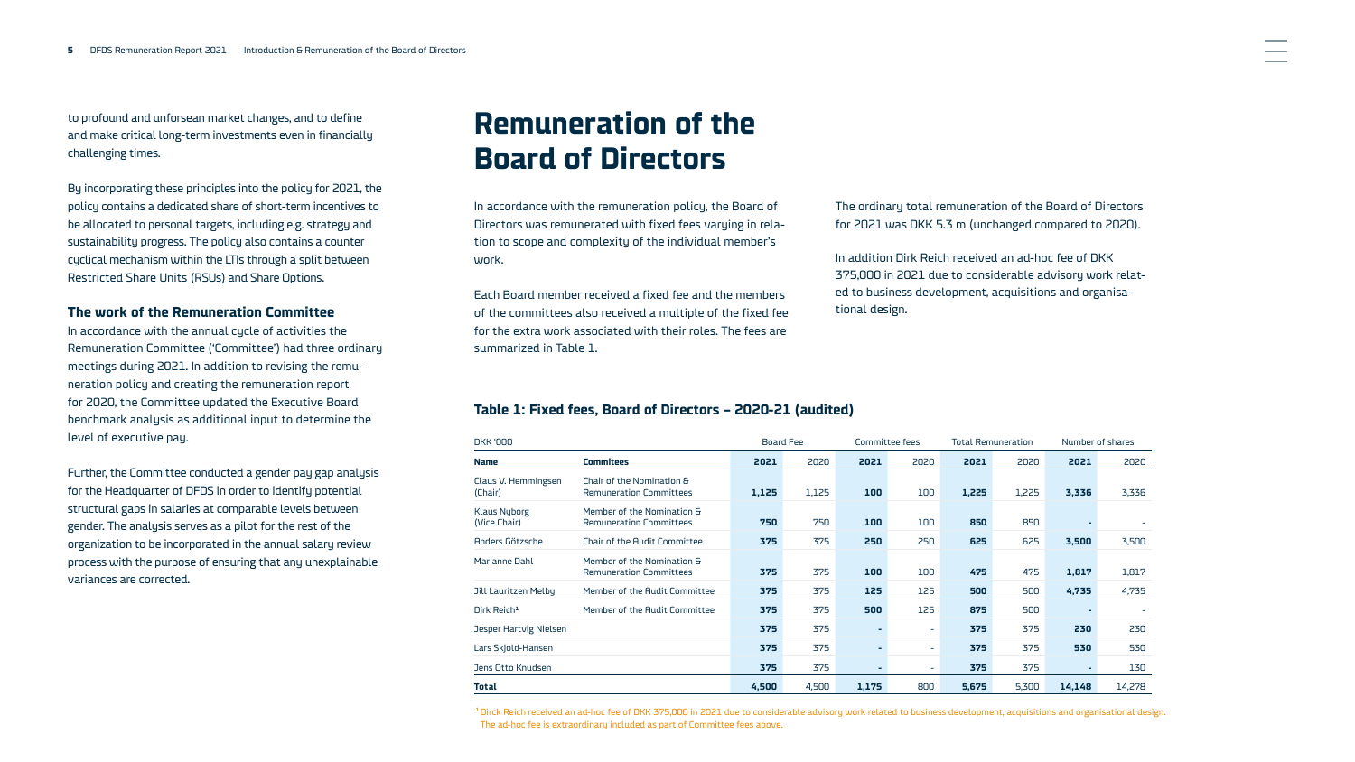to profound and unforsean market changes, and to define and make critical long-term investments even in financially challenging times.

By incorporating these principles into the policy for 2021, the policy contains a dedicated share of short-term incentives to be allocated to personal targets, including e.g. strategy and sustainability progress. The policy also contains a counter cyclical mechanism within the LTIs through a split between Restricted Share Units (RSUs) and Share Options.

### The work of the Remuneration Committee

In accordance with the annual cycle of activities the Remuneration Committee ('Committee') had three ordinary meetings during 2021. In addition to revising the remuneration policy and creating the remuneration report for 2020, the Committee updated the Executive Board benchmark analysis as additional input to determine the level of executive pay.

Further, the Committee conducted a gender pay gap analysis for the Headquarter of DFDS in order to identify potential structural gaps in salaries at comparable levels between gender. The analysis serves as a pilot for the rest of the organization to be incorporated in the annual salary review process with the purpose of ensuring that any unexplainable variances are corrected.

# Remuneration of the Board of Directors

In accordance with the remuneration policy, the Board of Directors was remunerated with fixed fees varying in relation to scope and complexity of the individual member's work.

Each Board member received a fixed fee and the members of the committees also received a multiple of the fixed fee for the extra work associated with their roles. The fees are summarized in Table 1.

The ordinary total remuneration of the Board of Directors for 2021 was DKK 5.3 m (unchanged compared to 2020).

In addition Dirk Reich received an ad-hoc fee of DKK 375,000 in 2021 due to considerable advisory work related to business development, acquisitions and organisational design.

### Table 1: Fixed fees, Board of Directors – 2020-21 (audited)

| DKK '000 | | Board Fee | | Committee fees | | Total Remuneration | | Number of shares | |
|---|---|---|---|---|---|---|---|---|---|
| **Name** | **Commitees** | **2021** | 2020 | **2021** | 2020 | **2021** | 2020 | **2021** | 2020 |
| Claus V. Hemmingsen (Chair) | Chair of the Nomination & Remuneration Committees | **1,125** | 1,125 | **100** | 100 | **1,225** | 1,225 | **3,336** | 3,336 |
| Klaus Nyborg (Vice Chair) | Member of the Nomination & Remuneration Committees | **750** | 750 | **100** | 100 | **850** | 850 | **-** | - |
| Anders Götzsche | Chair of the Audit Committee | **375** | 375 | **250** | 250 | **625** | 625 | **3,500** | 3,500 |
| Marianne Dahl | Member of the Nomination & Remuneration Committees | **375** | 375 | **100** | 100 | **475** | 475 | **1,817** | 1,817 |
| Jill Lauritzen Melby | Member of the Audit Committee | **375** | 375 | **125** | 125 | **500** | 500 | **4,735** | 4,735 |
| Dirk Reich[1] | Member of the Audit Committee | **375** | 375 | **500** | 125 | **875** | 500 | **-** | - |
| Jesper Hartvig Nielsen | | **375** | 375 | **-** | - | **375** | 375 | **230** | 230 |
| Lars Skjold-Hansen | | **375** | 375 | **-** | - | **375** | 375 | **530** | 530 |
| Jens Otto Knudsen | | **375** | 375 | **-** | - | **375** | 375 | **-** | 130 |
| **Total** | | **4,500** | 4,500 | **1,175** | 800 | **5,675** | 5,300 | **14,148** | 14,278 |

[1] Dirck Reich received an ad-hoc fee of DKK 375,000 in 2021 due to considerable advisory work related to business development, acquisitions and organisational design. The ad-hoc fee is extraordinary included as part of Committee fees above.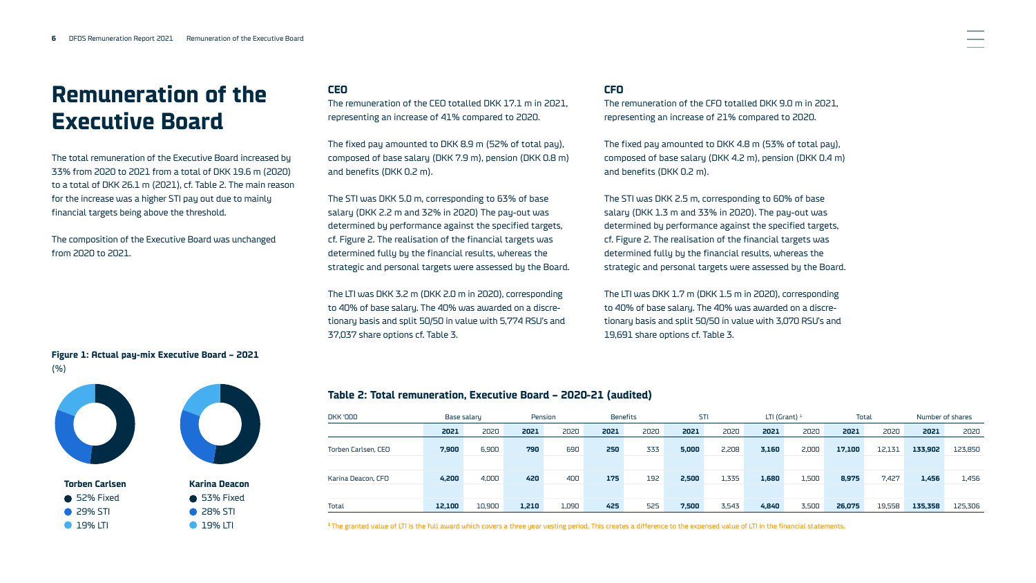# Remuneration of the Executive Board

The total remuneration of the Executive Board increased by 33% from 2020 to 2021 from a total of DKK 19.6 m (2020) to a total of DKK 26.1 m (2021), cf. Table 2. The main reason for the increase was a higher STI pay out due to mainly financial targets being above the threshold.

The composition of the Executive Board was unchanged from 2020 to 2021.

**Figure 1: Actual pay-mix Executive Board – 2021**
(%)

**Torben Carlsen**
- 52% Fixed
- 29% STI
- 19% LTI

**Karina Deacon**
- 53% Fixed
- 28% STI
- 19% LTI

### CEO

The remuneration of the CEO totalled DKK 17.1 m in 2021, representing an increase of 41% compared to 2020.

The fixed pay amounted to DKK 8.9 m (52% of total pay), composed of base salary (DKK 7.9 m), pension (DKK 0.8 m) and benefits (DKK 0.2 m).

The STI was DKK 5.0 m, corresponding to 63% of base salary (DKK 2.2 m and 32% in 2020) The pay-out was determined by performance against the specified targets, cf. Figure 2. The realisation of the financial targets was determined fully by the financial results, whereas the strategic and personal targets were assessed by the Board.

The LTI was DKK 3.2 m (DKK 2.0 m in 2020), corresponding to 40% of base salary. The 40% was awarded on a discretionary basis and split 50/50 in value with 5,774 RSU's and 37,037 share options cf. Table 3.

### CFO

The remuneration of the CFO totalled DKK 9.0 m in 2021, representing an increase of 21% compared to 2020.

The fixed pay amounted to DKK 4.8 m (53% of total pay), composed of base salary (DKK 4.2 m), pension (DKK 0.4 m) and benefits (DKK 0.2 m).

The STI was DKK 2.5 m, corresponding to 60% of base salary (DKK 1.3 m and 33% in 2020). The pay-out was determined by performance against the specified targets, cf. Figure 2. The realisation of the financial targets was determined fully by the financial results, whereas the strategic and personal targets were assessed by the Board.

The LTI was DKK 1.7 m (DKK 1.5 m in 2020), corresponding to 40% of base salary. The 40% was awarded on a discretionary basis and split 50/50 in value with 3,070 RSU's and 19,691 share options cf. Table 3.

**Table 2: Total remuneration, Executive Board – 2020-21 (audited)**

| DKK '000 | Base salary | | Pension | | Benefits | | STI | | LTI (Grant) [1] | | Total | | Number of shares | |
|---|---|---|---|---|---|---|---|---|---|---|---|---|---|---|
| | **2021** | 2020 | **2021** | 2020 | **2021** | 2020 | **2021** | 2020 | **2021** | 2020 | **2021** | 2020 | **2021** | 2020 |
| Torben Carlsen, CEO | **7,900** | 6,900 | **790** | 690 | **250** | 333 | **5,000** | 2,208 | **3,160** | 2,000 | **17,100** | 12,131 | **133,902** | 123,850 |
| Karina Deacon, CFO | **4,200** | 4,000 | **420** | 400 | **175** | 192 | **2,500** | 1,335 | **1,680** | 1,500 | **8,975** | 7,427 | **1,456** | 1,456 |
| Total | **12,100** | 10,900 | **1,210** | 1,090 | **425** | 525 | **7,500** | 3,543 | **4,840** | 3,500 | **26,075** | 19,558 | **135,358** | 125,306 |

[1] The granted value of LTI is the full award which covers a three year vesting period. This creates a difference to the expensed value of LTI in the financial statements.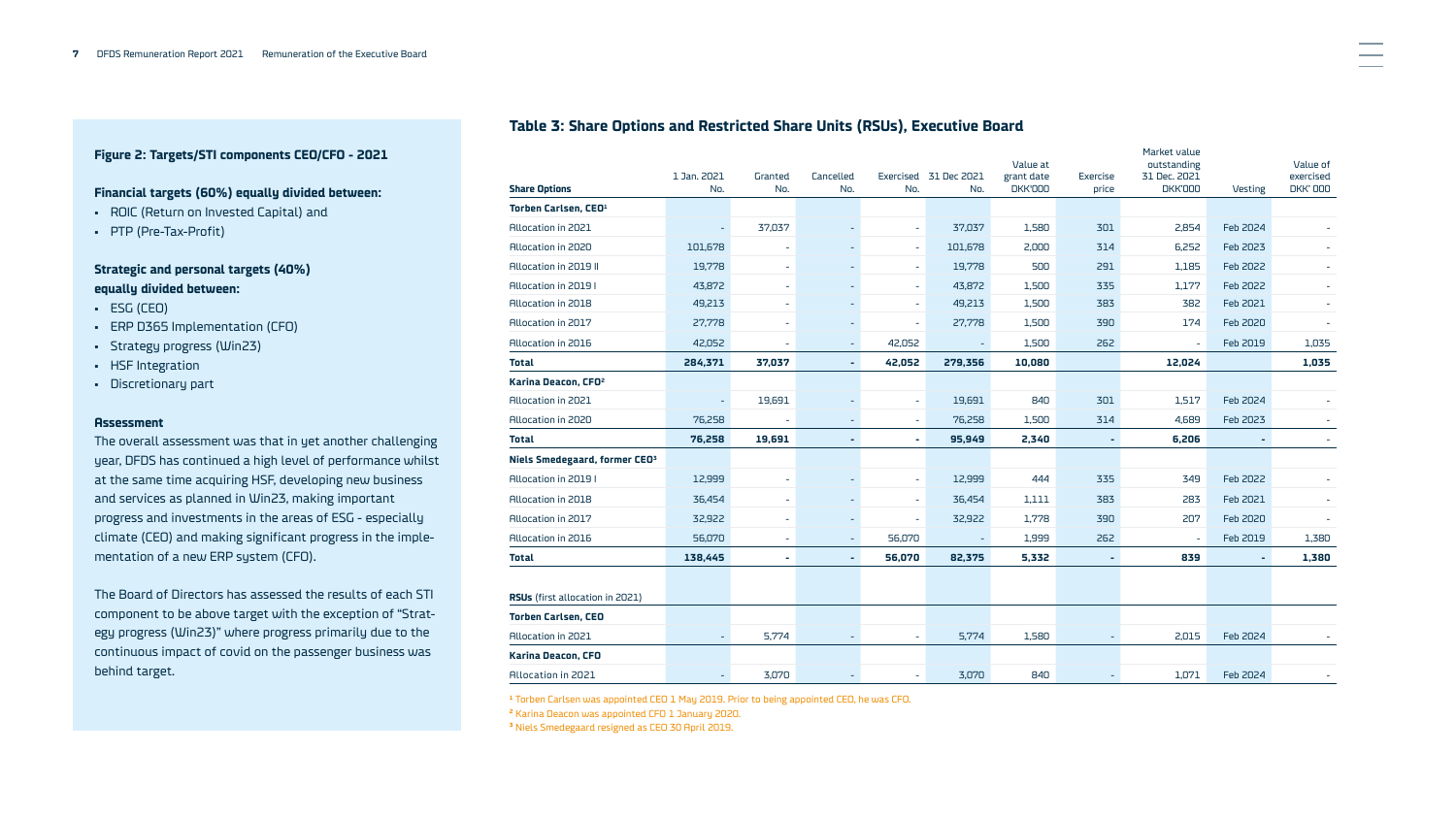### Figure 2: Targets/STI components CEO/CFO - 2021

**Financial targets (60%) equally divided between:**

- ROIC (Return on Invested Capital) and
- PTP (Pre-Tax-Profit)

**Strategic and personal targets (40%) equally divided between:**

- ESG (CEO)
- ERP D365 Implementation (CFO)
- Strategy progress (Win23)
- HSF Integration
- Discretionary part

**Assessment**

The overall assessment was that in yet another challenging year, DFDS has continued a high level of performance whilst at the same time acquiring HSF, developing new business and services as planned in Win23, making important progress and investments in the areas of ESG - especially climate (CEO) and making significant progress in the implementation of a new ERP system (CFO).

The Board of Directors has assessed the results of each STI component to be above target with the exception of "Strategy progress (Win23)" where progress primarily due to the continuous impact of covid on the passenger business was behind target.

## Table 3: Share Options and Restricted Share Units (RSUs), Executive Board

| Share Options | 1 Jan. 2021 No. | Granted No. | Cancelled No. | Exercised No. | 31 Dec 2021 No. | Value at grant date DKK'000 | Exercise price | Market value outstanding 31 Dec. 2021 DKK'000 | Vesting | Value of exercised DKK' 000 |
|---|---|---|---|---|---|---|---|---|---|---|
| **Torben Carlsen, CEO[1]** | | | | | | | | | | |
| Allocation in 2021 | - | 37,037 | - | - | 37,037 | 1,580 | 301 | 2,854 | Feb 2024 | - |
| Allocation in 2020 | 101,678 | - | - | - | 101,678 | 2,000 | 314 | 6,252 | Feb 2023 | - |
| Allocation in 2019 II | 19,778 | - | - | - | 19,778 | 500 | 291 | 1,185 | Feb 2022 | - |
| Allocation in 2019 I | 43,872 | - | - | - | 43,872 | 1,500 | 335 | 1,177 | Feb 2022 | - |
| Allocation in 2018 | 49,213 | - | - | - | 49,213 | 1,500 | 383 | 382 | Feb 2021 | - |
| Allocation in 2017 | 27,778 | - | - | - | 27,778 | 1,500 | 390 | 174 | Feb 2020 | - |
| Allocation in 2016 | 42,052 | - | - | 42,052 | - | 1,500 | 262 | - | Feb 2019 | 1,035 |
| **Total** | **284,371** | **37,037** | **-** | **42,052** | **279,356** | **10,080** | | **12,024** | | **1,035** |
| **Karina Deacon, CFO[2]** | | | | | | | | | | |
| Allocation in 2021 | - | 19,691 | - | - | 19,691 | 840 | 301 | 1,517 | Feb 2024 | - |
| Allocation in 2020 | 76,258 | - | - | - | 76,258 | 1,500 | 314 | 4,689 | Feb 2023 | - |
| **Total** | **76,258** | **19,691** | **-** | **-** | **95,949** | **2,340** | **-** | **6,206** | **-** | **-** |
| **Niels Smedegaard, former CEO[3]** | | | | | | | | | | |
| Allocation in 2019 I | 12,999 | - | - | - | 12,999 | 444 | 335 | 349 | Feb 2022 | - |
| Allocation in 2018 | 36,454 | - | - | - | 36,454 | 1,111 | 383 | 283 | Feb 2021 | - |
| Allocation in 2017 | 32,922 | - | - | - | 32,922 | 1,778 | 390 | 207 | Feb 2020 | - |
| Allocation in 2016 | 56,070 | - | - | 56,070 | - | 1,999 | 262 | - | Feb 2019 | 1,380 |
| **Total** | **138,445** | **-** | **-** | **56,070** | **82,375** | **5,332** | **-** | **839** | **-** | **1,380** |
| | | | | | | | | | | |
| **RSUs** (first allocation in 2021) | | | | | | | | | | |
| **Torben Carlsen, CEO** | | | | | | | | | | |
| Allocation in 2021 | - | 5,774 | - | - | 5,774 | 1,580 | - | 2,015 | Feb 2024 | - |
| **Karina Deacon, CFO** | | | | | | | | | | |
| Allocation in 2021 | - | 3,070 | - | - | 3,070 | 840 | - | 1,071 | Feb 2024 | - |

[1] Torben Carlsen was appointed CEO 1 May 2019. Prior to being appointed CEO, he was CFO.

[2] Karina Deacon was appointed CFO 1 January 2020.

[3] Niels Smedegaard resigned as CEO 30 April 2019.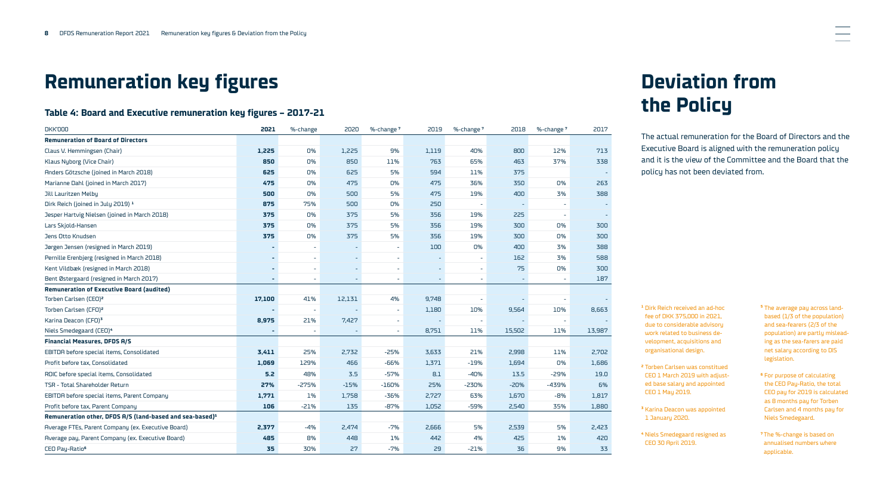# Remuneration key figures

### Table 4: Board and Executive remuneration key figures – 2017-21

| DKK'000 | 2021 | %-change | 2020 | %-change [7] | 2019 | %-change [7] | 2018 | %-change [7] | 2017 |
|---|---|---|---|---|---|---|---|---|---|
| **Remuneration of Board of Directors** | | | | | | | | | |
| Claus V. Hemmingsen (Chair) | **1,225** | 0% | 1,225 | 9% | 1,119 | 40% | 800 | 12% | 713 |
| Klaus Nyborg (Vice Chair) | **850** | 0% | 850 | 11% | 763 | 65% | 463 | 37% | 338 |
| Anders Götzsche (joined in March 2018) | **625** | 0% | 625 | 5% | 594 | 11% | 375 | | - |
| Marianne Dahl (joined in March 2017) | **475** | 0% | 475 | 0% | 475 | 36% | 350 | 0% | 263 |
| Jill Lauritzen Melby | **500** | 0% | 500 | 5% | 475 | 19% | 400 | 3% | 388 |
| Dirk Reich (joined in July 2019) [1] | **875** | 75% | 500 | 0% | 250 | - | - | - | - |
| Jesper Hartvig Nielsen (joined in March 2018) | **375** | 0% | 375 | 5% | 356 | 19% | 225 | - | - |
| Lars Skjold-Hansen | **375** | 0% | 375 | 5% | 356 | 19% | 300 | 0% | 300 |
| Jens Otto Knudsen | **375** | 0% | 375 | 5% | 356 | 19% | 300 | 0% | 300 |
| Jørgen Jensen (resigned in March 2019) | **-** | - | - | - | 100 | 0% | 400 | 3% | 388 |
| Pernille Erenbjerg (resigned in March 2018) | **-** | - | - | - | - | - | 162 | 3% | 588 |
| Kent Vildbæk (resigned in March 2018) | **-** | - | - | - | - | - | 75 | 0% | 300 |
| Bent Østergaard (resigned in March 2017) | **-** | - | - | - | - | - | - | - | 187 |
| **Remuneration of Executive Board (audited)** | | | | | | | | | |
| Torben Carlsen (CEO)[2] | **17,100** | 41% | 12,131 | 4% | 9,748 | - | - | - | - |
| Torben Carlsen (CFO)[2] | **-** | - | - | - | 1,180 | 10% | 9,564 | 10% | 8,663 |
| Karina Deacon (CFO)[3] | **8,975** | 21% | 7,427 | - | - | - | - | - | - |
| Niels Smedegaard (CEO)[4] | **-** | - | - | - | 8,751 | 11% | 15,502 | 11% | 13,987 |
| **Financial Measures, DFDS A/S** | | | | | | | | | |
| EBITDA before special items, Consolidated | **3,411** | 25% | 2,732 | -25% | 3,633 | 21% | 2,998 | 11% | 2,702 |
| Profit before tax, Consolidated | **1,069** | 129% | 466 | -66% | 1,371 | -19% | 1,694 | 0% | 1,686 |
| ROIC before special items, Consolidated | **5.2** | 48% | 3.5 | -57% | 8.1 | -40% | 13.5 | -29% | 19.0 |
| TSR - Total Shareholder Return | **27%** | -275% | -15% | -160% | 25% | -230% | -20% | -439% | 6% |
| EBITDA before special items, Parent Company | **1,771** | 1% | 1,758 | -36% | 2,727 | 63% | 1,670 | -8% | 1,817 |
| Profit before tax, Parent Company | **106** | -21% | 135 | -87% | 1,052 | -59% | 2,540 | 35% | 1,880 |
| **Remuneration other, DFDS A/S (land-based and sea-based)[5]** | | | | | | | | | |
| Average FTEs, Parent Company (ex. Executive Board) | **2,377** | -4% | 2,474 | -7% | 2,666 | 5% | 2,539 | 5% | 2,423 |
| Average pay, Parent Company (ex. Executive Board) | **485** | 8% | 448 | 1% | 442 | 4% | 425 | 1% | 420 |
| CEO Pay-Ratio[6] | **35** | 30% | 27 | -7% | 29 | -21% | 36 | 9% | 33 |

# Deviation from the Policy

The actual remuneration for the Board of Directors and the Executive Board is aligned with the remuneration policy and it is the view of the Committee and the Board that the policy has not been deviated from.

[1] Dirk Reich received an ad-hoc fee of DKK 375,000 in 2021, due to considerable advisory work related to business development, acquisitions and organisational design.

[2] Torben Carlsen was constitued CEO 1 March 2019 with adjusted base salary and appointed CEO 1 May 2019.

[3] Karina Deacon was appointed 1 January 2020.

[4] Niels Smedegaard resigned as CEO 30 April 2019.

[5] The average pay across land-based (1/3 of the population) and sea-fearers (2/3 of the population) are partly misleading as the sea-farers are paid net salary according to DIS legislation.

[6] For purpose of calculating the CEO Pay-Ratio, the total CEO pay for 2019 is calculated as 8 months pay for Torben Carlsen and 4 months pay for Niels Smedegaard.

[7] The %-change is based on annualised numbers where applicable.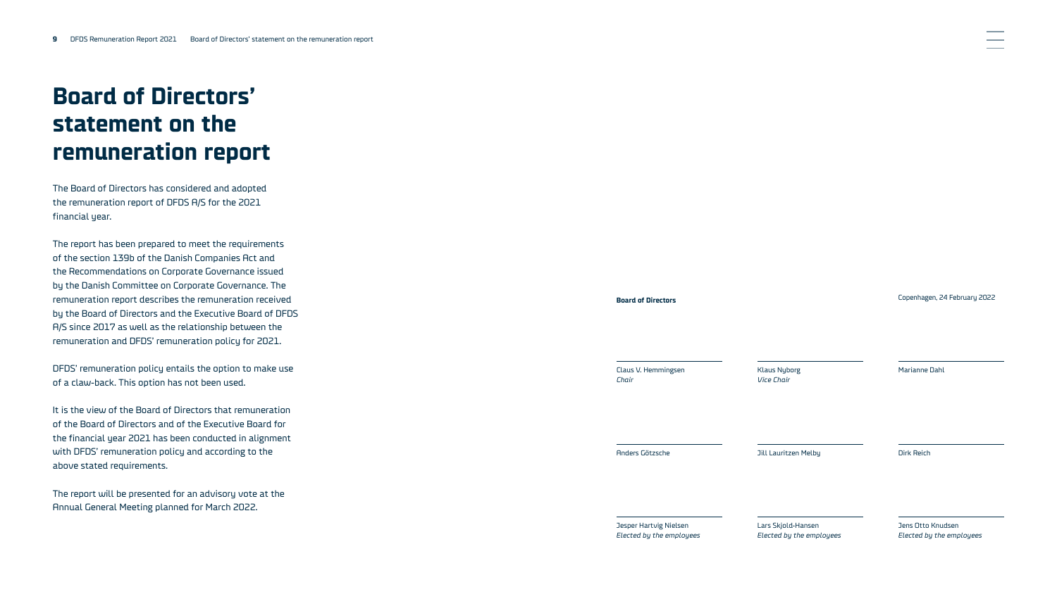# Board of Directors' statement on the remuneration report

The Board of Directors has considered and adopted the remuneration report of DFDS A/S for the 2021 financial year.

The report has been prepared to meet the requirements of the section 139b of the Danish Companies Act and the Recommendations on Corporate Governance issued by the Danish Committee on Corporate Governance. The remuneration report describes the remuneration received by the Board of Directors and the Executive Board of DFDS A/S since 2017 as well as the relationship between the remuneration and DFDS' remuneration policy for 2021.

DFDS' remuneration policy entails the option to make use of a claw-back. This option has not been used.

It is the view of the Board of Directors that remuneration of the Board of Directors and of the Executive Board for the financial year 2021 has been conducted in alignment with DFDS' remuneration policy and according to the above stated requirements.

The report will be presented for an advisory vote at the Annual General Meeting planned for March 2022.

**Board of Directors**

Copenhagen, 24 February 2022

Claus V. Hemmingsen
*Chair*

Klaus Nyborg
*Vice Chair*

Marianne Dahl

Anders Götzsche

Jill Lauritzen Melby

Dirk Reich

Jesper Hartvig Nielsen
*Elected by the employees*

Lars Skjold-Hansen
*Elected by the employees*

Jens Otto Knudsen
*Elected by the employees*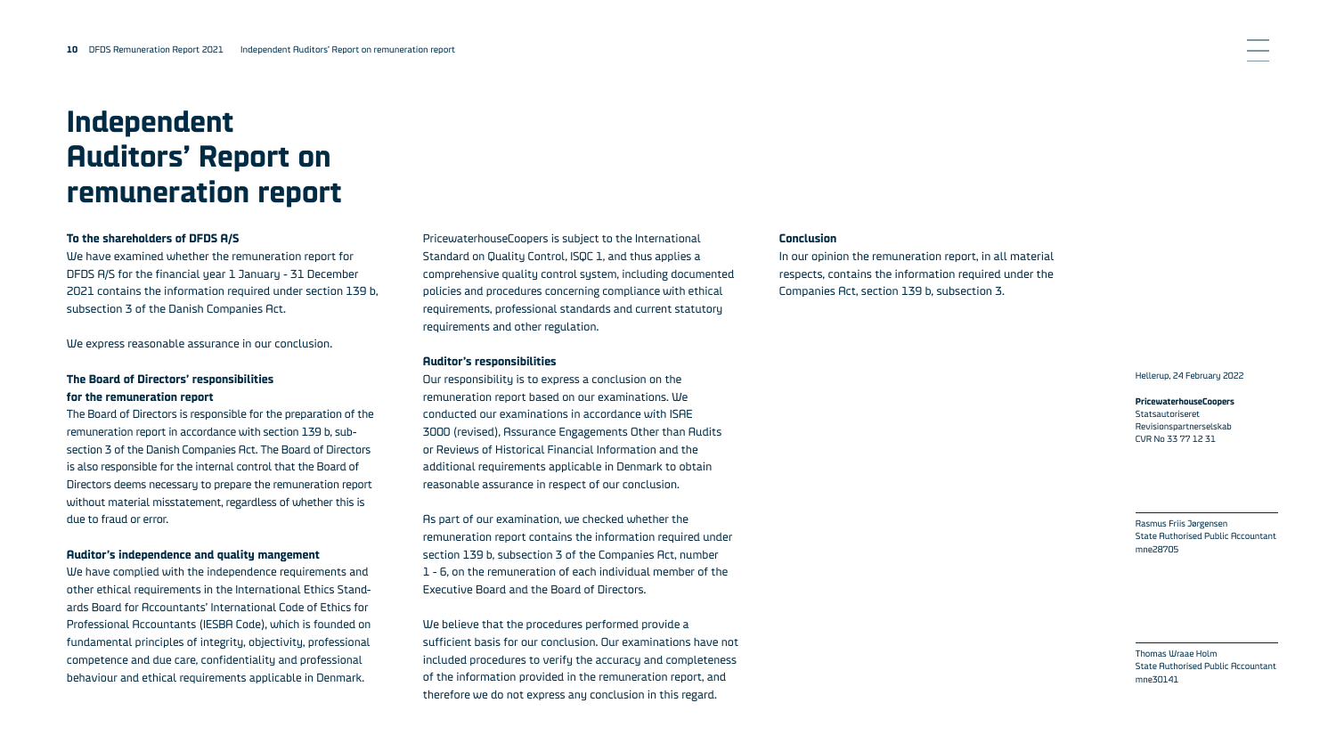# Independent Auditors' Report on remuneration report

**To the shareholders of DFDS A/S**

We have examined whether the remuneration report for DFDS A/S for the financial year 1 January - 31 December 2021 contains the information required under section 139 b, subsection 3 of the Danish Companies Act.

We express reasonable assurance in our conclusion.

**The Board of Directors' responsibilities for the remuneration report**

The Board of Directors is responsible for the preparation of the remuneration report in accordance with section 139 b, subsection 3 of the Danish Companies Act. The Board of Directors is also responsible for the internal control that the Board of Directors deems necessary to prepare the remuneration report without material misstatement, regardless of whether this is due to fraud or error.

**Auditor's independence and quality mangement**

We have complied with the independence requirements and other ethical requirements in the International Ethics Standards Board for Accountants' International Code of Ethics for Professional Accountants (IESBA Code), which is founded on fundamental principles of integrity, objectivity, professional competence and due care, confidentiality and professional behaviour and ethical requirements applicable in Denmark.

PricewaterhouseCoopers is subject to the International Standard on Quality Control, ISQC 1, and thus applies a comprehensive quality control system, including documented policies and procedures concerning compliance with ethical requirements, professional standards and current statutory requirements and other regulation.

**Auditor's responsibilities**

Our responsibility is to express a conclusion on the remuneration report based on our examinations. We conducted our examinations in accordance with ISAE 3000 (revised), Assurance Engagements Other than Audits or Reviews of Historical Financial Information and the additional requirements applicable in Denmark to obtain reasonable assurance in respect of our conclusion.

As part of our examination, we checked whether the remuneration report contains the information required under section 139 b, subsection 3 of the Companies Act, number 1 - 6, on the remuneration of each individual member of the Executive Board and the Board of Directors.

We believe that the procedures performed provide a sufficient basis for our conclusion. Our examinations have not included procedures to verify the accuracy and completeness of the information provided in the remuneration report, and therefore we do not express any conclusion in this regard.

**Conclusion**

In our opinion the remuneration report, in all material respects, contains the information required under the Companies Act, section 139 b, subsection 3.

Hellerup, 24 February 2022

**PricewaterhouseCoopers**
Statsautoriseret
Revisionspartnerselskab
CVR No 33 77 12 31

Rasmus Friis Jørgensen
State Authorised Public Accountant
mne28705

Thomas Wraae Holm
State Authorised Public Accountant
mne30141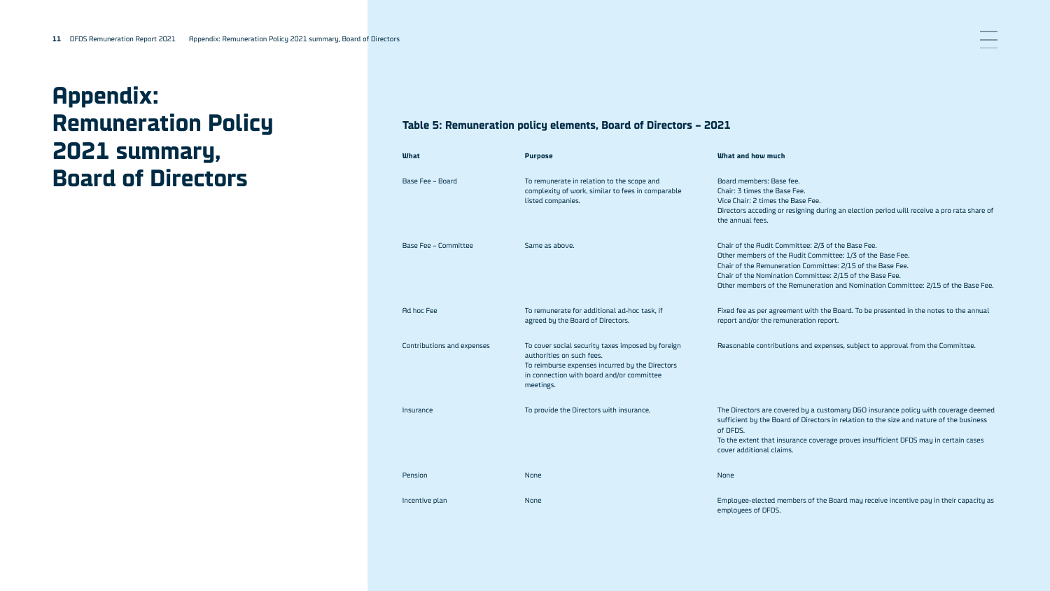# Appendix: Remuneration Policy 2021 summary, Board of Directors

### Table 5: Remuneration policy elements, Board of Directors – 2021

| What | Purpose | What and how much |
|---|---|---|
| Base Fee – Board | To remunerate in relation to the scope and complexity of work, similar to fees in comparable listed companies. | Board members: Base fee.<br>Chair: 3 times the Base Fee.<br>Vice Chair: 2 times the Base Fee.<br>Directors acceding or resigning during an election period will receive a pro rata share of the annual fees. |
| Base Fee – Committee | Same as above. | Chair of the Audit Committee: 2/3 of the Base Fee.<br>Other members of the Audit Committee: 1/3 of the Base Fee.<br>Chair of the Remuneration Committee: 2/15 of the Base Fee.<br>Chair of the Nomination Committee: 2/15 of the Base Fee.<br>Other members of the Remuneration and Nomination Committee: 2/15 of the Base Fee. |
| Ad hoc Fee | To remunerate for additional ad-hoc task, if agreed by the Board of Directors. | Fixed fee as per agreement with the Board. To be presented in the notes to the annual report and/or the remuneration report. |
| Contributions and expenses | To cover social security taxes imposed by foreign authorities on such fees.<br>To reimburse expenses incurred by the Directors in connection with board and/or committee meetings. | Reasonable contributions and expenses, subject to approval from the Committee. |
| Insurance | To provide the Directors with insurance. | The Directors are covered by a customary D&O insurance policy with coverage deemed sufficient by the Board of Directors in relation to the size and nature of the business of DFDS.<br>To the extent that insurance coverage proves insufficient DFDS may in certain cases cover additional claims. |
| Pension | None | None |
| Incentive plan | None | Employee-elected members of the Board may receive incentive pay in their capacity as employees of DFDS. |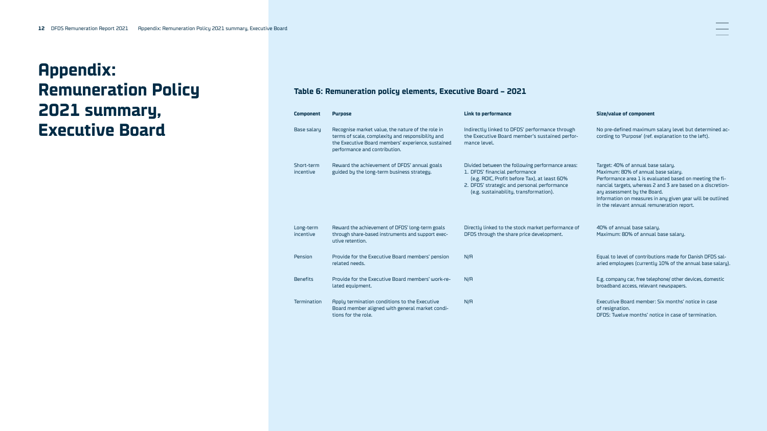# Appendix: Remuneration Policy 2021 summary, Executive Board

## Table 6: Remuneration policy elements, Executive Board – 2021

| Component | Purpose | Link to performance | Size/value of component |
|---|---|---|---|
| Base salary | Recognise market value, the nature of the role in terms of scale, complexity and responsibility and the Executive Board members' experience, sustained performance and contribution. | Indirectly linked to DFDS' performance through the Executive Board member's sustained performance level. | No pre-defined maximum salary level but determined according to 'Purpose' (ref. explanation to the left). |
| Short-term incentive | Reward the achievement of DFDS' annual goals guided by the long-term business strategy. | Divided between the following performance areas:<br>1. DFDS' financial performance (e.g. ROIC, Profit before Tax), at least 60%<br>2. DFDS' strategic and personal performance (e.g. sustainability, transformation). | Target: 40% of annual base salary.<br>Maximum: 80% of annual base salary.<br>Performance area 1 is evaluated based on meeting the financial targets, whereas 2 and 3 are based on a discretionary assessment by the Board.<br>Information on measures in any given year will be outlined in the relevant annual remuneration report. |
| Long-term incentive | Reward the achievement of DFDS' long-term goals through share-based instruments and support executive retention. | Directly linked to the stock market performance of DFDS through the share price development. | 40% of annual base salary.<br>Maximum: 80% of annual base salary. |
| Pension | Provide for the Executive Board members' pension related needs. | N/A | Equal to level of contributions made for Danish DFDS salaried employees (currently 10% of the annual base salary). |
| Benefits | Provide for the Executive Board members' work-related equipment. | N/A | E.g. company car, free telephone/ other devices, domestic broadband access, relevant newspapers. |
| Termination | Apply termination conditions to the Executive Board member aligned with general market conditions for the role. | N/A | Executive Board member: Six months' notice in case of resignation.<br>DFDS: Twelve months' notice in case of termination. |